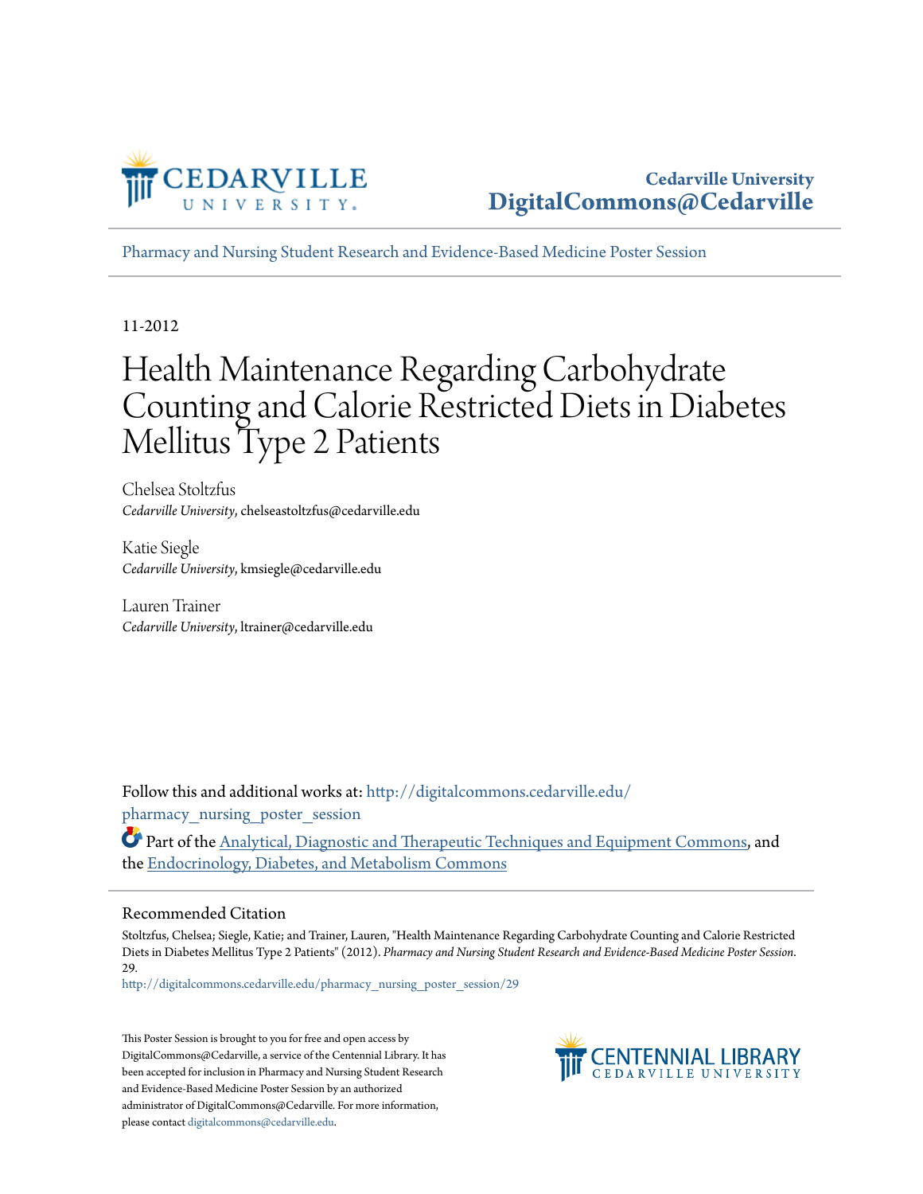Cedarville University
DigitalCommons@Cedarville

Pharmacy and Nursing Student Research and Evidence-Based Medicine Poster Session

11-2012

# Health Maintenance Regarding Carbohydrate Counting and Calorie Restricted Diets in Diabetes Mellitus Type 2 Patients

Chelsea Stoltzfus
*Cedarville University*, chelseastoltzfus@cedarville.edu

Katie Siegle
*Cedarville University*, kmsiegle@cedarville.edu

Lauren Trainer
*Cedarville University*, ltrainer@cedarville.edu

Follow this and additional works at: http://digitalcommons.cedarville.edu/pharmacy_nursing_poster_session

Part of the Analytical, Diagnostic and Therapeutic Techniques and Equipment Commons, and the Endocrinology, Diabetes, and Metabolism Commons

## Recommended Citation

Stoltzfus, Chelsea; Siegle, Katie; and Trainer, Lauren, "Health Maintenance Regarding Carbohydrate Counting and Calorie Restricted Diets in Diabetes Mellitus Type 2 Patients" (2012). *Pharmacy and Nursing Student Research and Evidence-Based Medicine Poster Session*. 29.
http://digitalcommons.cedarville.edu/pharmacy_nursing_poster_session/29

This Poster Session is brought to you for free and open access by DigitalCommons@Cedarville, a service of the Centennial Library. It has been accepted for inclusion in Pharmacy and Nursing Student Research and Evidence-Based Medicine Poster Session by an authorized administrator of DigitalCommons@Cedarville. For more information, please contact digitalcommons@cedarville.edu.

CENTENNIAL LIBRARY
CEDARVILLE UNIVERSITY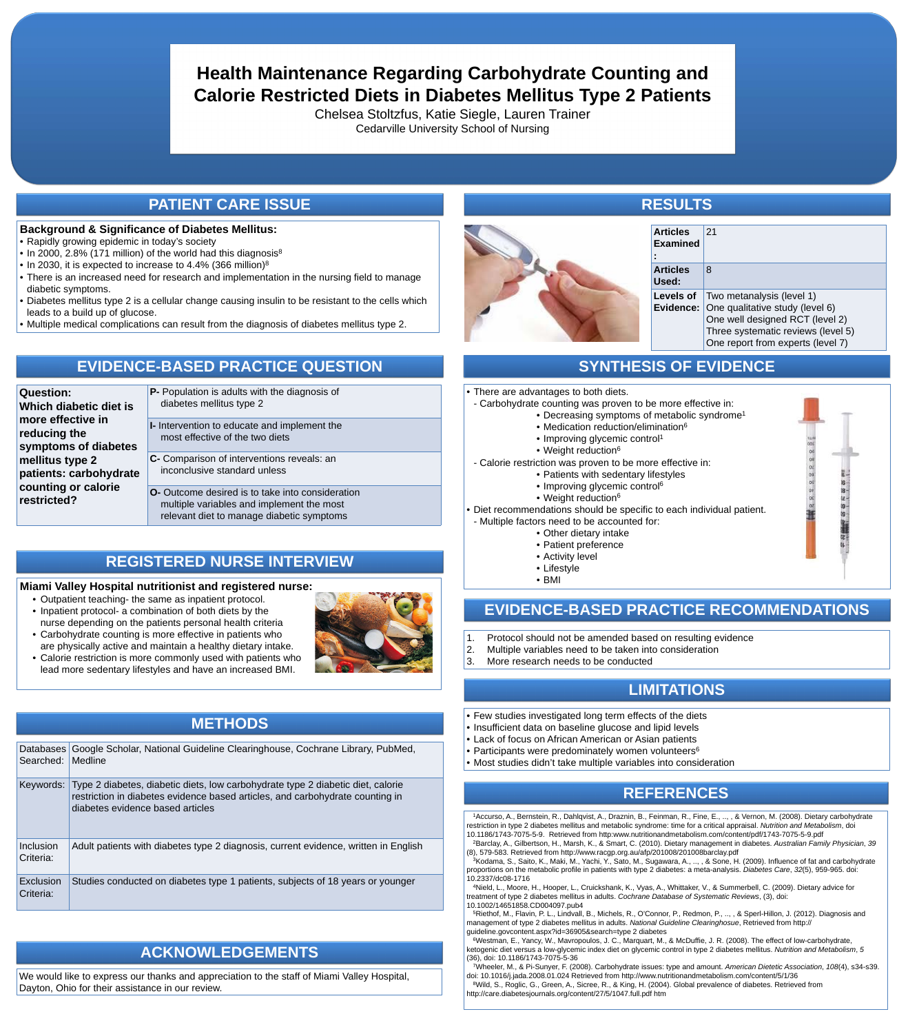# Health Maintenance Regarding Carbohydrate Counting and Calorie Restricted Diets in Diabetes Mellitus Type 2 Patients

Chelsea Stoltzfus, Katie Siegle, Lauren Trainer

Cedarville University School of Nursing

## PATIENT CARE ISSUE

**Background & Significance of Diabetes Mellitus:**

- Rapidly growing epidemic in today's society
- In 2000, 2.8% (171 million) of the world had this diagnosis[8]
- In 2030, it is expected to increase to 4.4% (366 million)[8]
- There is an increased need for research and implementation in the nursing field to manage diabetic symptoms.
- Diabetes mellitus type 2 is a cellular change causing insulin to be resistant to the cells which leads to a build up of glucose.
- Multiple medical complications can result from the diagnosis of diabetes mellitus type 2.

## EVIDENCE-BASED PRACTICE QUESTION

| | |
|---|---|
| **Question: Which diabetic diet is more effective in reducing the symptoms of diabetes mellitus type 2 patients: carbohydrate counting or calorie restricted?** | **P-** Population is adults with the diagnosis of diabetes mellitus type 2 |
| | **I-** Intervention to educate and implement the most effective of the two diets |
| | **C-** Comparison of interventions reveals: an inconclusive standard unless |
| | **O-** Outcome desired is to take into consideration multiple variables and implement the most relevant diet to manage diabetic symptoms |

## REGISTERED NURSE INTERVIEW

**Miami Valley Hospital nutritionist and registered nurse:**

- Outpatient teaching- the same as inpatient protocol.
- Inpatient protocol- a combination of both diets by the nurse depending on the patients personal health criteria
- Carbohydrate counting is more effective in patients who are physically active and maintain a healthy dietary intake.
- Calorie restriction is more commonly used with patients who lead more sedentary lifestyles and have an increased BMI.

## METHODS

| | |
|---|---|
| Databases Searched: | Google Scholar, National Guideline Clearinghouse, Cochrane Library, PubMed, Medline |
| Keywords: | Type 2 diabetes, diabetic diets, low carbohydrate type 2 diabetic diet, calorie restriction in diabetes evidence based articles, and carbohydrate counting in diabetes evidence based articles |
| Inclusion Criteria: | Adult patients with diabetes type 2 diagnosis, current evidence, written in English |
| Exclusion Criteria: | Studies conducted on diabetes type 1 patients, subjects of 18 years or younger |

## ACKNOWLEDGEMENTS

We would like to express our thanks and appreciation to the staff of Miami Valley Hospital, Dayton, Ohio for their assistance in our review.

## RESULTS

| | |
|---|---|
| **Articles Examined:** | 21 |
| **Articles Used:** | 8 |
| **Levels of Evidence:** | Two metanalysis (level 1)<br>One qualitative study (level 6)<br>One well designed RCT (level 2)<br>Three systematic reviews (level 5)<br>One report from experts (level 7) |

## SYNTHESIS OF EVIDENCE

- There are advantages to both diets.
  - Carbohydrate counting was proven to be more effective in:
    - Decreasing symptoms of metabolic syndrome[1]
    - Medication reduction/elimination[6]
    - Improving glycemic control[1]
    - Weight reduction[6]
  - Calorie restriction was proven to be more effective in:
    - Patients with sedentary lifestyles
    - Improving glycemic control[6]
    - Weight reduction[6]
- Diet recommendations should be specific to each individual patient.
  - Multiple factors need to be accounted for:
    - Other dietary intake
    - Patient preference
    - Activity level
    - Lifestyle
    - BMI

## EVIDENCE-BASED PRACTICE RECOMMENDATIONS

1. Protocol should not be amended based on resulting evidence
2. Multiple variables need to be taken into consideration
3. More research needs to be conducted

## LIMITATIONS

- Few studies investigated long term effects of the diets
- Insufficient data on baseline glucose and lipid levels
- Lack of focus on African American or Asian patients
- Participants were predominately women volunteers[6]
- Most studies didn't take multiple variables into consideration

## REFERENCES

[1]Accurso, A., Bernstein, R., Dahlqvist, A., Draznin, B., Feinman, R., Fine, E., ... , & Vernon, M. (2008). Dietary carbohydrate restriction in type 2 diabetes mellitus and metabolic syndrome: time for a critical appraisal. *Nutrition and Metabolism*, doi 10.1186/1743-7075-5-9. Retrieved from http:www.nutritionandmetabolism.com/content/pdf/1743-7075-5-9.pdf

[2]Barclay, A., Gilbertson, H., Marsh, K., & Smart, C. (2010). Dietary management in diabetes. *Australian Family Physician*, *39* (8), 579-583. Retrieved from http://www.racgp.org.au/afp/201008/201008barclay.pdf

[3]Kodama, S., Saito, K., Maki, M., Yachi, Y., Sato, M., Sugawara, A., ... , & Sone, H. (2009). Influence of fat and carbohydrate proportions on the metabolic profile in patients with type 2 diabetes: a meta-analysis. *Diabetes Care*, *32*(5), 959-965. doi: 10.2337/dc08-1716

[4]Nield, L., Moore, H., Hooper, L., Cruickshank, K., Vyas, A., Whittaker, V., & Summerbell, C. (2009). Dietary advice for treatment of type 2 diabetes mellitus in adults. *Cochrane Database of Systematic Reviews*, (3), doi: 10.1002/14651858.CD004097.pub4

[5]Riethof, M., Flavin, P. L., Lindvall, B., Michels, R., O'Connor, P., Redmon, P., ... , & Sperl-Hillon, J. (2012). Diagnosis and management of type 2 diabetes mellitus in adults. *National Guideline Clearinghosue*, Retrieved from http://guideline.govcontent.aspx?id=36905&search=type 2 diabetes

[6]Westman, E., Yancy, W., Mavropoulos, J. C., Marquart, M., & McDuffie, J. R. (2008). The effect of low-carbohydrate, ketogenic diet versus a low-glycemic index diet on glycemic control in type 2 diabetes mellitus. *Nutrition and Metabolism*, *5* (36), doi: 10.1186/1743-7075-5-36

[7]Wheeler, M., & Pi-Sunyer, F. (2008). Carbohydrate issues: type and amount. *American Dietetic Association*, *108*(4), s34-s39. doi: 10.1016/j.jada.2008.01.024 Retrieved from http://www.nutritionandmetabolism.com/content/5/1/36

[8]Wild, S., Roglic, G., Green, A., Sicree, R., & King, H. (2004). Global prevalence of diabetes. Retrieved from http://care.diabetesjournals.org/content/27/5/1047.full.pdf htm